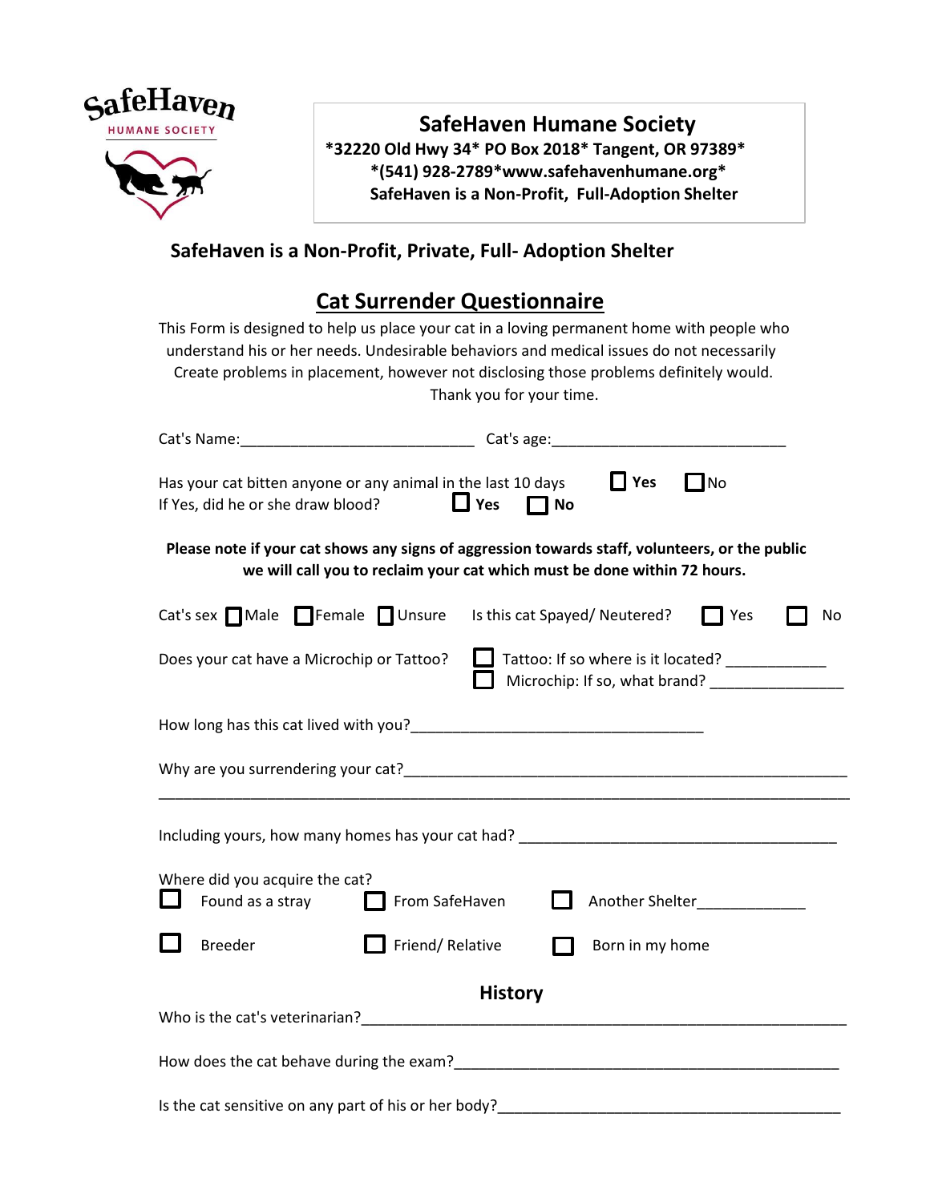SafeHaven
HUMANE SOCIETY

**SafeHaven Humane Society**
***32220 Old Hwy 34* PO Box 2018* Tangent, OR 97389***
***(541) 928-2789*www.safehavenhumane.org***
**SafeHaven is a Non-Profit, Full-Adoption Shelter**

**SafeHaven is a Non-Profit, Private, Full- Adoption Shelter**

# Cat Surrender Questionnaire

This Form is designed to help us place your cat in a loving permanent home with people who understand his or her needs. Undesirable behaviors and medical issues do not necessarily Create problems in placement, however not disclosing those problems definitely would. Thank you for your time.

Cat's Name:___________________________ Cat's age:___________________________

Has your cat bitten anyone or any animal in the last 10 days ☐ **Yes** ☐ No
If Yes, did he or she draw blood? ☐ **Yes** ☐ **No**

**Please note if your cat shows any signs of aggression towards staff, volunteers, or the public we will call you to reclaim your cat which must be done within 72 hours.**

Cat's sex ☐ Male ☐ Female ☐ Unsure  Is this cat Spayed/ Neutered? ☐ Yes ☐ No

Does your cat have a Microchip or Tattoo? ☐ Tattoo: If so where is it located? ___________
☐ Microchip: If so, what brand? _______________

How long has this cat lived with you?__________________________________

Why are you surrendering your cat?_____________________________________________________
_______________________________________________________________________________

Including yours, how many homes has your cat had? ____________________________________

Where did you acquire the cat?
☐ Found as a stray ☐ From SafeHaven ☐ Another Shelter____________
☐ Breeder ☐ Friend/ Relative ☐ Born in my home

## History

Who is the cat's veterinarian?__________________________________________________________

How does the cat behave during the exam?_______________________________________________

Is the cat sensitive on any part of his or her body?_______________________________________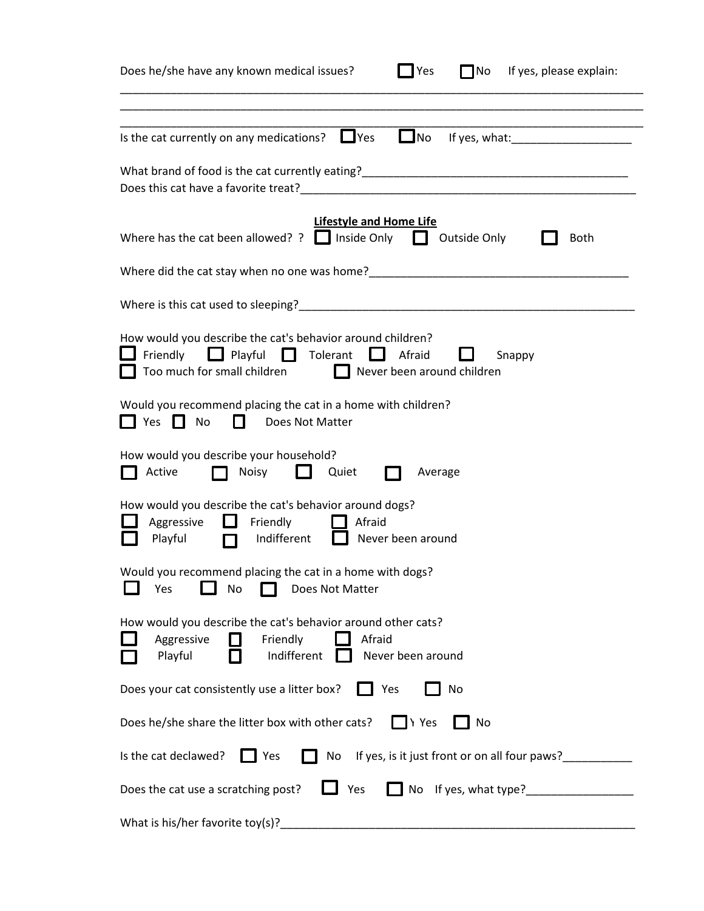Does he/she have any known medical issues? ☐ Yes ☐ No If yes, please explain:

______________________________________________________________________________

______________________________________________________________________________

______________________________________________________________________________

Is the cat currently on any medications? ☐ Yes ☐ No If yes, what:___________________

What brand of food is the cat currently eating?__________________________________________

Does this cat have a favorite treat?____________________________________________________

**Lifestyle and Home Life**

Where has the cat been allowed? ? ☐ Inside Only ☐ Outside Only ☐ Both

Where did the cat stay when no one was home?_________________________________________

Where is this cat used to sleeping?____________________________________________________

How would you describe the cat's behavior around children?

☐ Friendly ☐ Playful ☐ Tolerant ☐ Afraid ☐ Snappy

☐ Too much for small children ☐ Never been around children

Would you recommend placing the cat in a home with children?

☐ Yes ☐ No ☐ Does Not Matter

How would you describe your household?

☐ Active ☐ Noisy ☐ Quiet ☐ Average

How would you describe the cat's behavior around dogs?

☐ Aggressive ☐ Friendly ☐ Afraid

☐ Playful ☐ Indifferent ☐ Never been around

Would you recommend placing the cat in a home with dogs?

☐ Yes ☐ No ☐ Does Not Matter

How would you describe the cat's behavior around other cats?

☐ Aggressive ☐ Friendly ☐ Afraid

☐ Playful ☐ Indifferent ☐ Never been around

Does your cat consistently use a litter box? ☐ Yes ☐ No

Does he/she share the litter box with other cats? ☐ Yes ☐ No

Is the cat declawed? ☐ Yes ☐ No If yes, is it just front or on all four paws?___________

Does the cat use a scratching post? ☐ Yes ☐ No If yes, what type?_________________

What is his/her favorite toy(s)?_________________________________________________________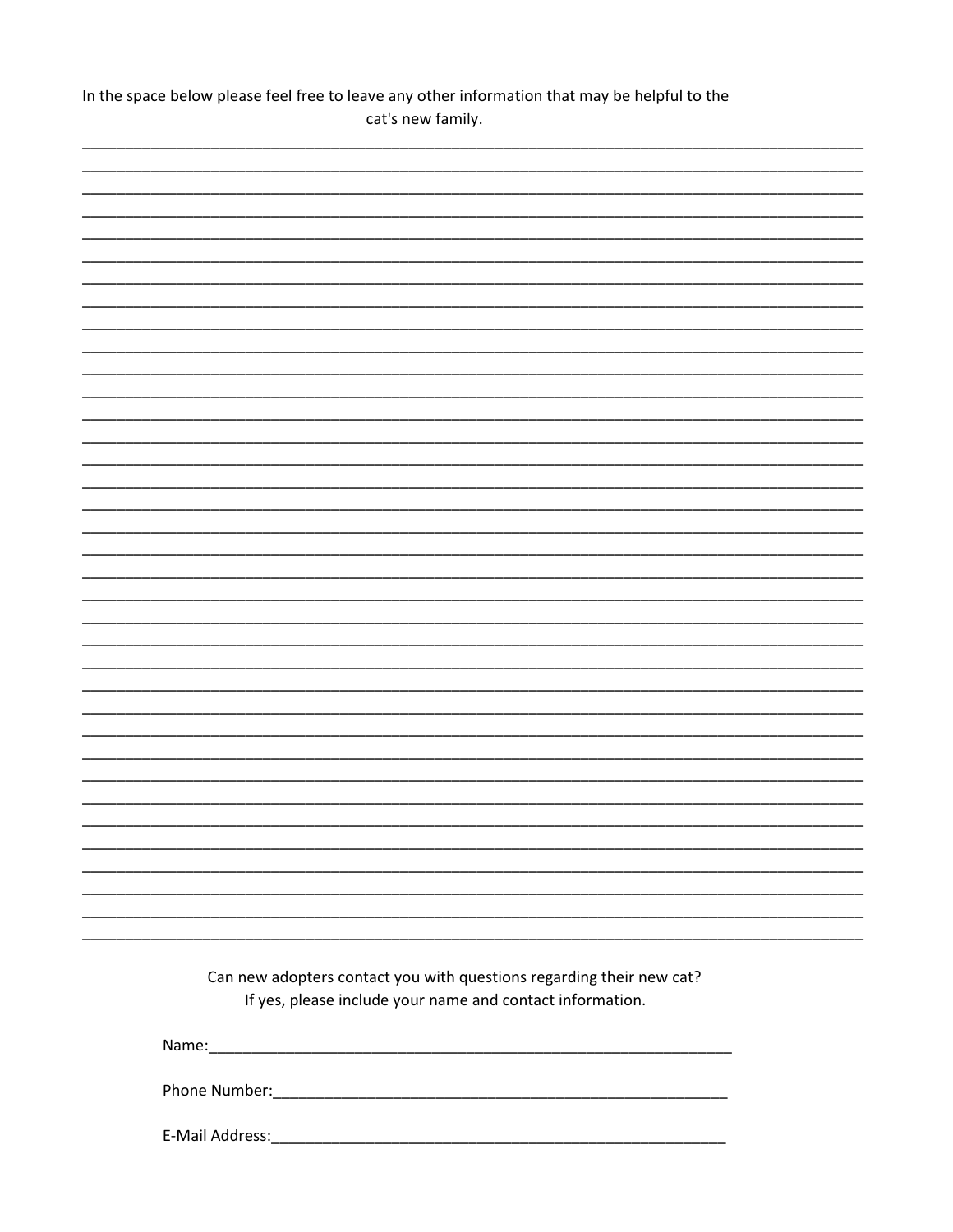In the space below please feel free to leave any other information that may be helpful to the cat's new family.

______________________________________________________________________________________
______________________________________________________________________________________
______________________________________________________________________________________
______________________________________________________________________________________
______________________________________________________________________________________
______________________________________________________________________________________
______________________________________________________________________________________
______________________________________________________________________________________
______________________________________________________________________________________
______________________________________________________________________________________
______________________________________________________________________________________
______________________________________________________________________________________
______________________________________________________________________________________
______________________________________________________________________________________
______________________________________________________________________________________
______________________________________________________________________________________
______________________________________________________________________________________
______________________________________________________________________________________
______________________________________________________________________________________
______________________________________________________________________________________
______________________________________________________________________________________
______________________________________________________________________________________
______________________________________________________________________________________
______________________________________________________________________________________
______________________________________________________________________________________
______________________________________________________________________________________
______________________________________________________________________________________
______________________________________________________________________________________
______________________________________________________________________________________
______________________________________________________________________________________
______________________________________________________________________________________
______________________________________________________________________________________
______________________________________________________________________________________
______________________________________________________________________________________
______________________________________________________________________________________
______________________________________________________________________________________

Can new adopters contact you with questions regarding their new cat?
If yes, please include your name and contact information.

Name:_________________________________________________________________

Phone Number:__________________________________________________________

E-Mail Address:_________________________________________________________